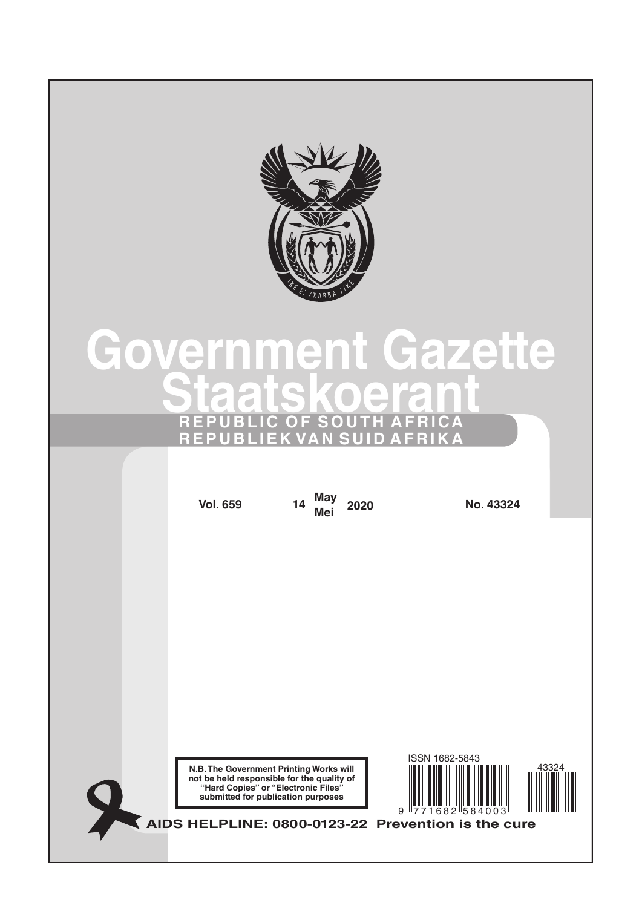# Government Gazette
# Staatskoerant

**REPUBLIC OF SOUTH AFRICA**
**REPUBLIEK VAN SUID AFRIKA**

**Vol. 659** **14 May / Mei 2020** **No. 43324**

**N.B. The Government Printing Works will not be held responsible for the quality of "Hard Copies" or "Electronic Files" submitted for publication purposes**

ISSN 1682-5843

9 771682 584003

43324

**AIDS HELPLINE: 0800-0123-22 Prevention is the cure**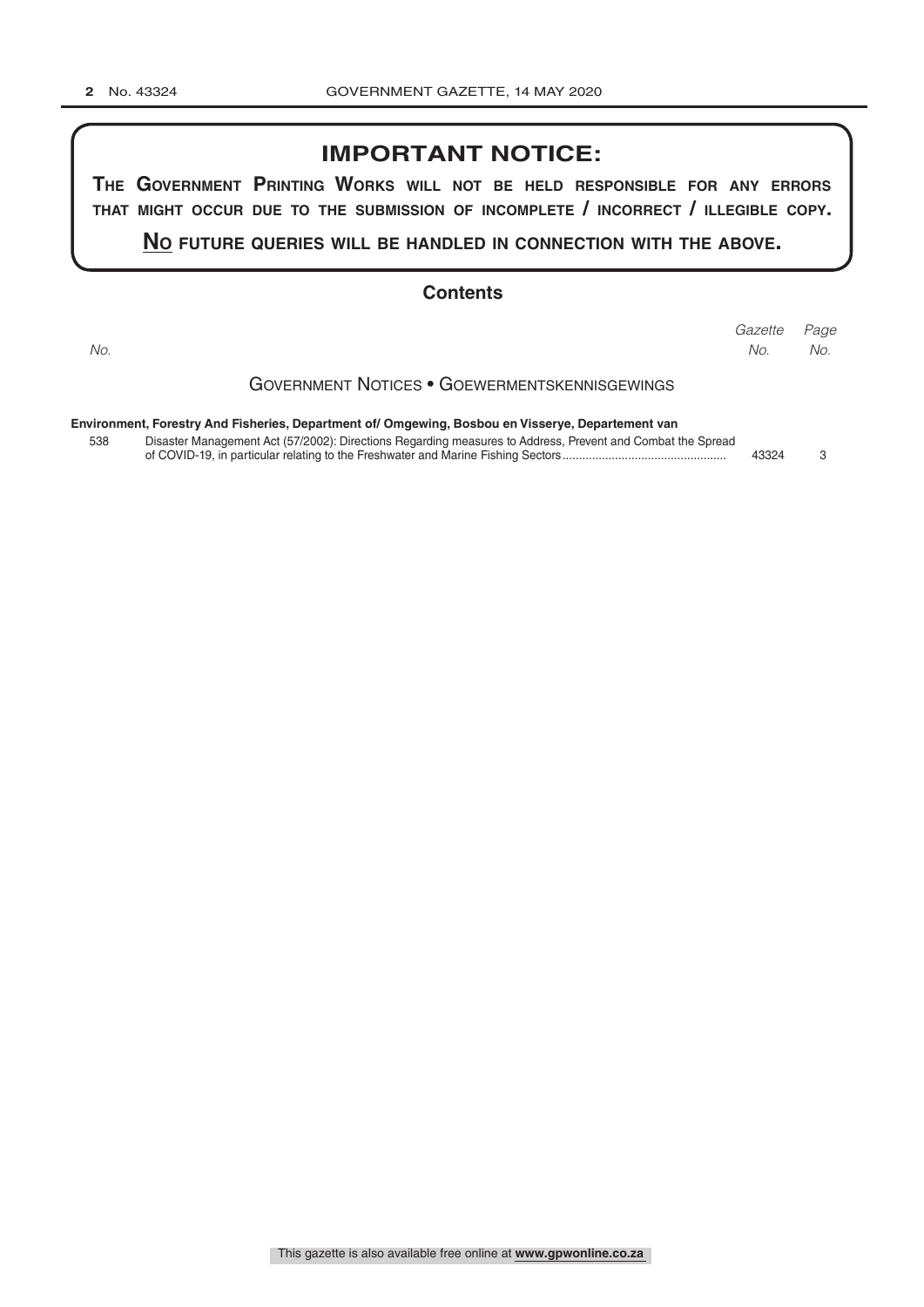## IMPORTANT NOTICE:

**THE GOVERNMENT PRINTING WORKS WILL NOT BE HELD RESPONSIBLE FOR ANY ERRORS THAT MIGHT OCCUR DUE TO THE SUBMISSION OF INCOMPLETE / INCORRECT / ILLEGIBLE COPY.**

**NO FUTURE QUERIES WILL BE HANDLED IN CONNECTION WITH THE ABOVE.**

## Contents

| *No.* | | *Gazette No.* | *Page No.* |
|---|---|---|---|
| | GOVERNMENT NOTICES • GOEWERMENTSKENNISGEWINGS | | |
| | **Environment, Forestry And Fisheries, Department of/ Omgewing, Bosbou en Visserye, Departement van** | | |
| 538 | Disaster Management Act (57/2002): Directions Regarding measures to Address, Prevent and Combat the Spread of COVID-19, in particular relating to the Freshwater and Marine Fishing Sectors | 43324 | 3 |

This gazette is also available free online at **www.gpwonline.co.za**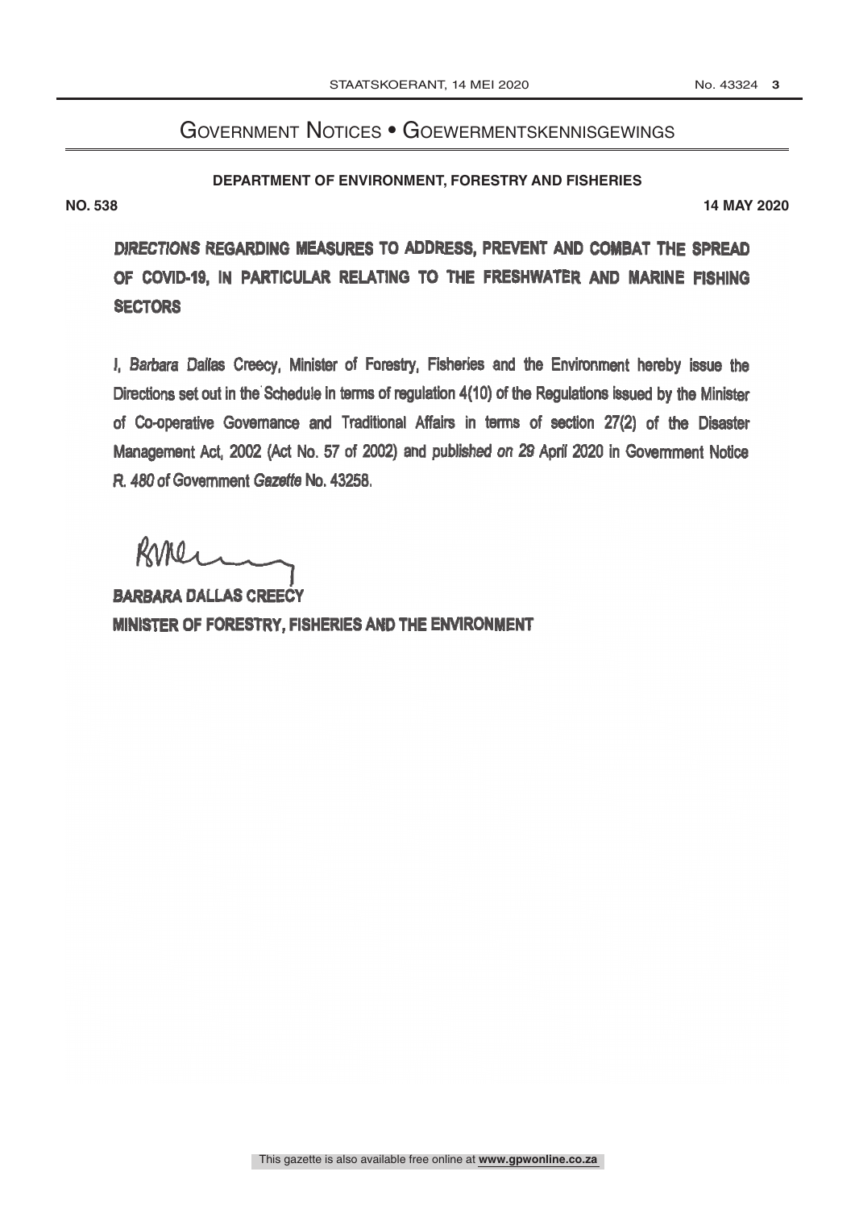# Government Notices • Goewermentskennisgewings

**DEPARTMENT OF ENVIRONMENT, FORESTRY AND FISHERIES**

**NO. 538** **14 MAY 2020**

## DIRECTIONS REGARDING MEASURES TO ADDRESS, PREVENT AND COMBAT THE SPREAD OF COVID-19, IN PARTICULAR RELATING TO THE FRESHWATER AND MARINE FISHING SECTORS

I, Barbara Dallas Creecy, Minister of Forestry, Fisheries and the Environment hereby issue the Directions set out in the Schedule in terms of regulation 4(10) of the Regulations issued by the Minister of Co-operative Governance and Traditional Affairs in terms of section 27(2) of the Disaster Management Act, 2002 (Act No. 57 of 2002) and published on 29 April 2020 in Government Notice R. 480 of Government *Gazette* No. 43258.

**BARBARA DALLAS CREECY**
**MINISTER OF FORESTRY, FISHERIES AND THE ENVIRONMENT**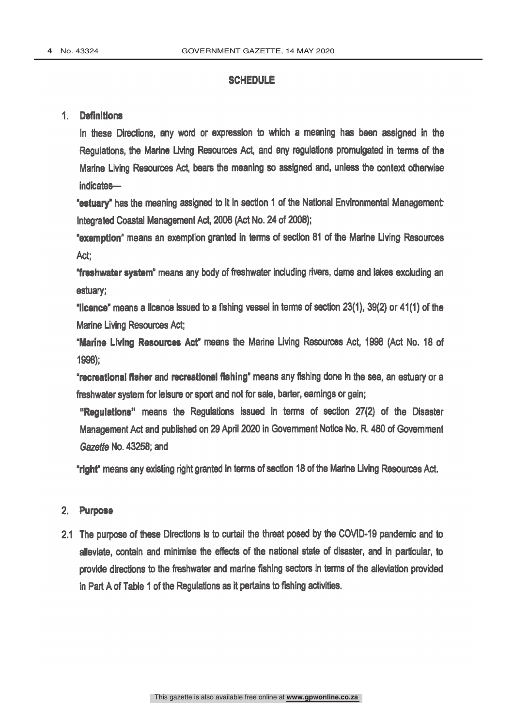## SCHEDULE

### 1. Definitions

In these Directions, any word or expression to which a meaning has been assigned in the Regulations, the Marine Living Resources Act, and any regulations promulgated in terms of the Marine Living Resources Act, bears the meaning so assigned and, unless the context otherwise indicates—

"**estuary**" has the meaning assigned to it in section 1 of the National Environmental Management: Integrated Coastal Management Act, 2008 (Act No. 24 of 2008);

"**exemption**" means an exemption granted in terms of section 81 of the Marine Living Resources Act;

"**freshwater system**" means any body of freshwater including rivers, dams and lakes excluding an estuary;

"**licence**" means a licence issued to a fishing vessel in terms of section 23(1), 39(2) or 41(1) of the Marine Living Resources Act;

"**Marine Living Resources Act**" means the Marine Living Resources Act, 1998 (Act No. 18 of 1998);

"**recreational fisher** and **recreational fishing**" means any fishing done in the sea, an estuary or a freshwater system for leisure or sport and not for sale, barter, earnings or gain;

"**Regulations**" means the Regulations issued in terms of section 27(2) of the Disaster Management Act and published on 29 April 2020 in Government Notice No. R. 480 of Government *Gazette* No. 43258; and

"**right**" means any existing right granted in terms of section 18 of the Marine Living Resources Act.

### 2. Purpose

2.1 The purpose of these Directions is to curtail the threat posed by the COVID-19 pandemic and to alleviate, contain and minimise the effects of the national state of disaster, and in particular, to provide directions to the freshwater and marine fishing sectors in terms of the alleviation provided in Part A of Table 1 of the Regulations as it pertains to fishing activities.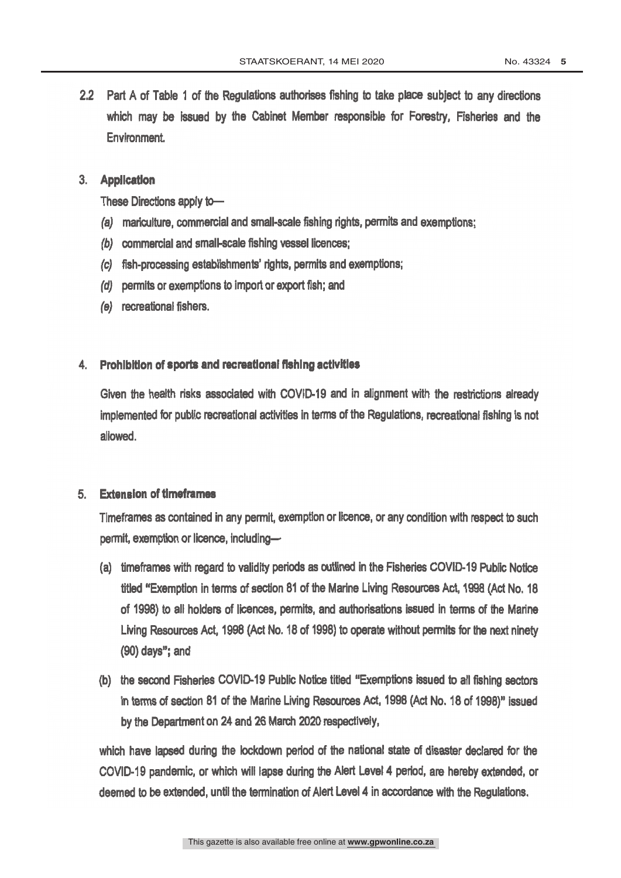2.2 Part A of Table 1 of the Regulations authorises fishing to take place subject to any directions which may be issued by the Cabinet Member responsible for Forestry, Fisheries and the Environment.

## 3. Application

These Directions apply to—

*(a)* mariculture, commercial and small-scale fishing rights, permits and exemptions;

*(b)* commercial and small-scale fishing vessel licences;

*(c)* fish-processing establishments' rights, permits and exemptions;

*(d)* permits or exemptions to import or export fish; and

*(e)* recreational fishers.

## 4. Prohibition of sports and recreational fishing activities

Given the health risks associated with COVID-19 and in alignment with the restrictions already implemented for public recreational activities in terms of the Regulations, recreational fishing is not allowed.

## 5. Extension of timeframes

Timeframes as contained in any permit, exemption or licence, or any condition with respect to such permit, exemption or licence, including—

(a) timeframes with regard to validity periods as outlined in the Fisheries COVID-19 Public Notice titled "Exemption in terms of section 81 of the Marine Living Resources Act, 1998 (Act No. 18 of 1998) to all holders of licences, permits, and authorisations issued in terms of the Marine Living Resources Act, 1998 (Act No. 18 of 1998) to operate without permits for the next ninety (90) days"; and

(b) the second Fisheries COVID-19 Public Notice titled "Exemptions issued to all fishing sectors in terms of section 81 of the Marine Living Resources Act, 1998 (Act No. 18 of 1998)" issued by the Department on 24 and 26 March 2020 respectively,

which have lapsed during the lockdown period of the national state of disaster declared for the COVID-19 pandemic, or which will lapse during the Alert Level 4 period, are hereby extended, or deemed to be extended, until the termination of Alert Level 4 in accordance with the Regulations.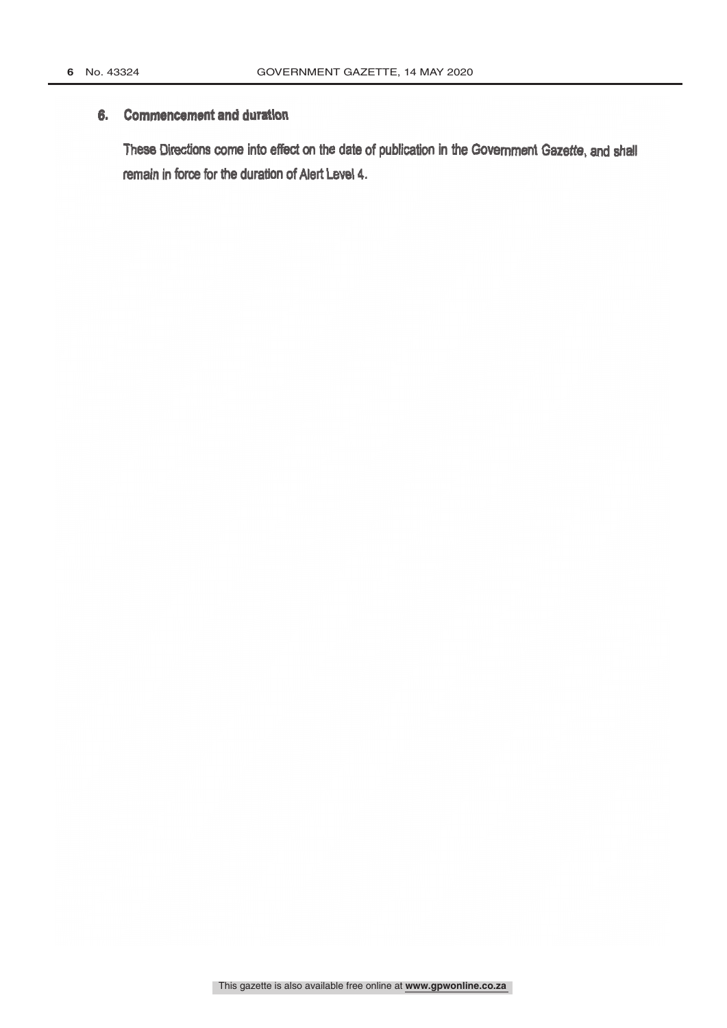## 6. Commencement and duration

These Directions come into effect on the date of publication in the Government *Gazette*, and shall remain in force for the duration of Alert Level 4.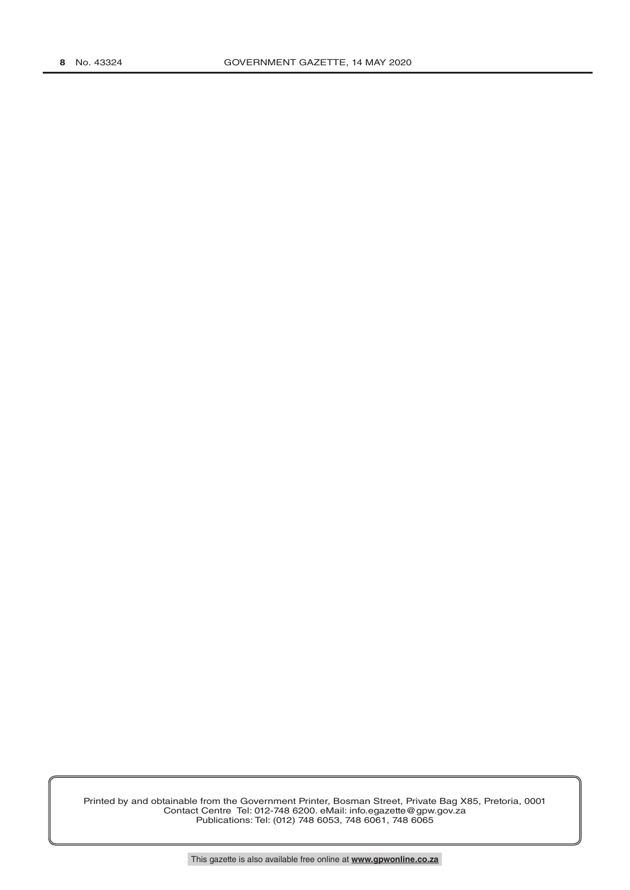Printed by and obtainable from the Government Printer, Bosman Street, Private Bag X85, Pretoria, 0001
Contact Centre Tel: 012-748 6200. eMail: info.egazette@gpw.gov.za
Publications: Tel: (012) 748 6053, 748 6061, 748 6065

This gazette is also available free online at **www.gpwonline.co.za**